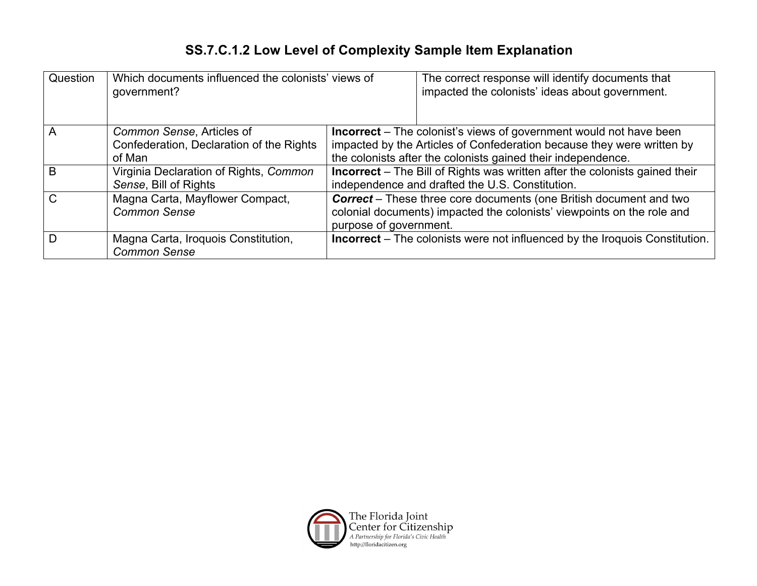# SS.7.C.1.2 Low Level of Complexity Sample Item Explanation

| Question | Which documents influenced the colonists' views of government? | The correct response will identify documents that impacted the colonists' ideas about government. |
|---|---|---|
| A | *Common Sense*, Articles of Confederation, Declaration of the Rights of Man | **Incorrect** – The colonist's views of government would not have been impacted by the Articles of Confederation because they were written by the colonists after the colonists gained their independence. |
| B | Virginia Declaration of Rights, *Common Sense*, Bill of Rights | **Incorrect** – The Bill of Rights was written after the colonists gained their independence and drafted the U.S. Constitution. |
| C | Magna Carta, Mayflower Compact, *Common Sense* | ***Correct*** – These three core documents (one British document and two colonial documents) impacted the colonists' viewpoints on the role and purpose of government. |
| D | Magna Carta, Iroquois Constitution, *Common Sense* | **Incorrect** – The colonists were not influenced by the Iroquois Constitution. |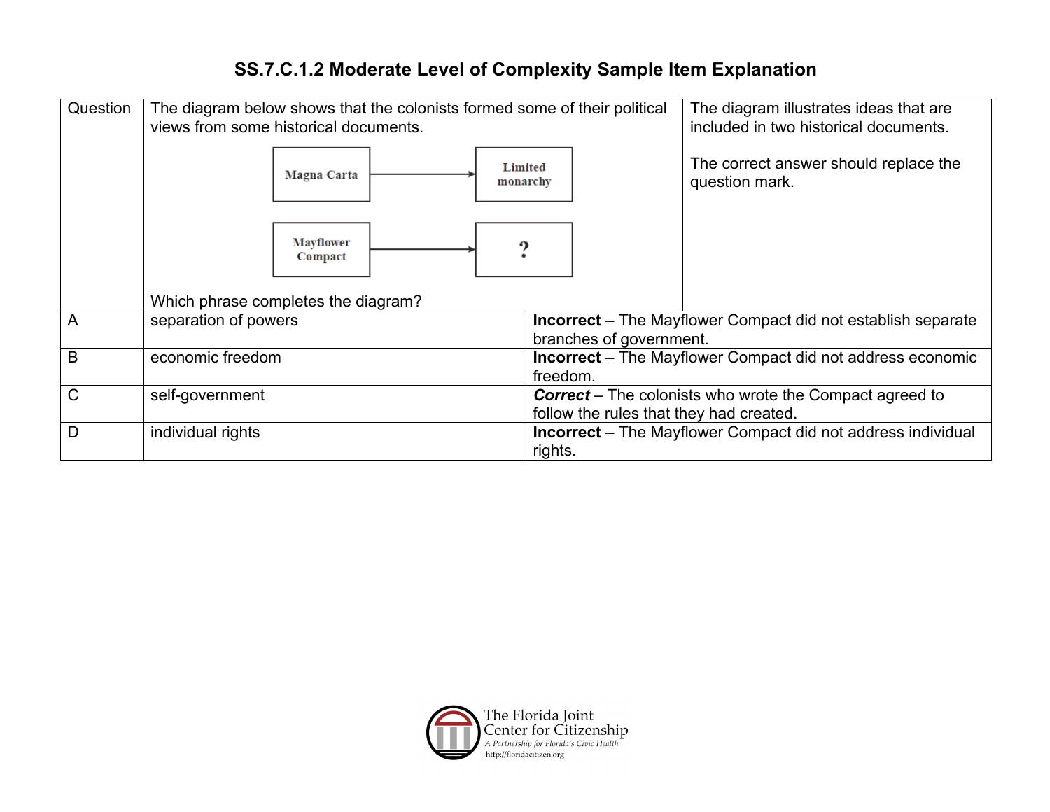# SS.7.C.1.2 Moderate Level of Complexity Sample Item Explanation

| Question | The diagram below shows that the colonists formed some of their political views from some historical documents.<br><br>Magna Carta → Limited monarchy<br>Mayflower Compact → ?<br><br>Which phrase completes the diagram? | The diagram illustrates ideas that are included in two historical documents.<br><br>The correct answer should replace the question mark. |
|---|---|---|
| A | separation of powers | **Incorrect** – The Mayflower Compact did not establish separate branches of government. |
| B | economic freedom | **Incorrect** – The Mayflower Compact did not address economic freedom. |
| C | self-government | ***Correct*** – The colonists who wrote the Compact agreed to follow the rules that they had created. |
| D | individual rights | **Incorrect** – The Mayflower Compact did not address individual rights. |

The Florida Joint Center for Citizenship
A Partnership for Florida's Civic Health
http://floridacitizen.org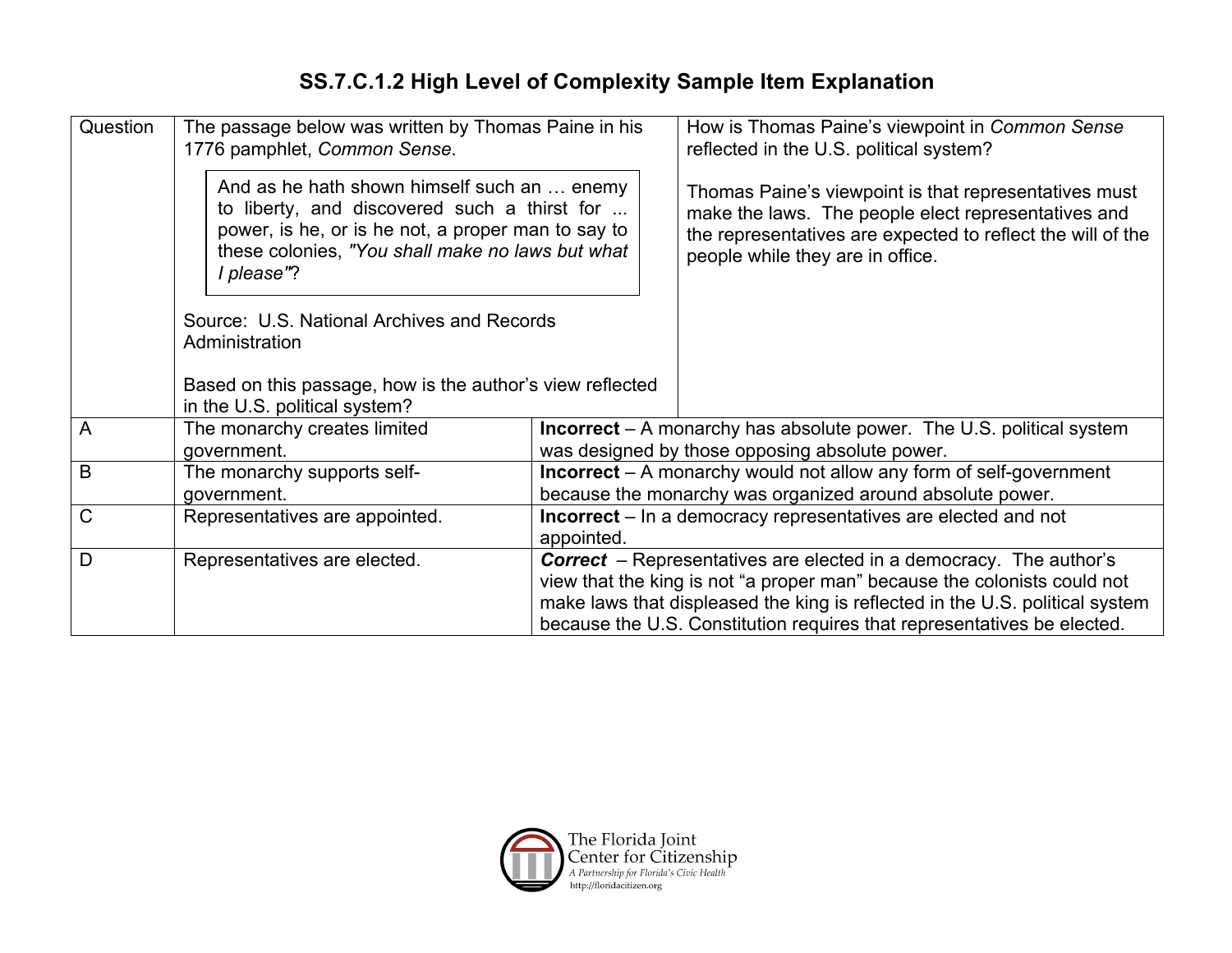# SS.7.C.1.2 High Level of Complexity Sample Item Explanation

| | | |
|---|---|---|
| Question | The passage below was written by Thomas Paine in his 1776 pamphlet, *Common Sense*.<br><br>And as he hath shown himself such an … enemy to liberty, and discovered such a thirst for ... power, is he, or is he not, a proper man to say to these colonies, *"You shall make no laws but what I please"*?<br><br>Source: U.S. National Archives and Records Administration<br><br>Based on this passage, how is the author's view reflected in the U.S. political system? | How is Thomas Paine's viewpoint in *Common Sense* reflected in the U.S. political system?<br><br>Thomas Paine's viewpoint is that representatives must make the laws. The people elect representatives and the representatives are expected to reflect the will of the people while they are in office. |
| A | The monarchy creates limited government. | **Incorrect** – A monarchy has absolute power. The U.S. political system was designed by those opposing absolute power. |
| B | The monarchy supports self-government. | **Incorrect** – A monarchy would not allow any form of self-government because the monarchy was organized around absolute power. |
| C | Representatives are appointed. | **Incorrect** – In a democracy representatives are elected and not appointed. |
| D | Representatives are elected. | ***Correct*** – Representatives are elected in a democracy. The author's view that the king is not "a proper man" because the colonists could not make laws that displeased the king is reflected in the U.S. political system because the U.S. Constitution requires that representatives be elected. |

The Florida Joint Center for Citizenship
*A Partnership for Florida's Civic Health*
http://floridacitizen.org